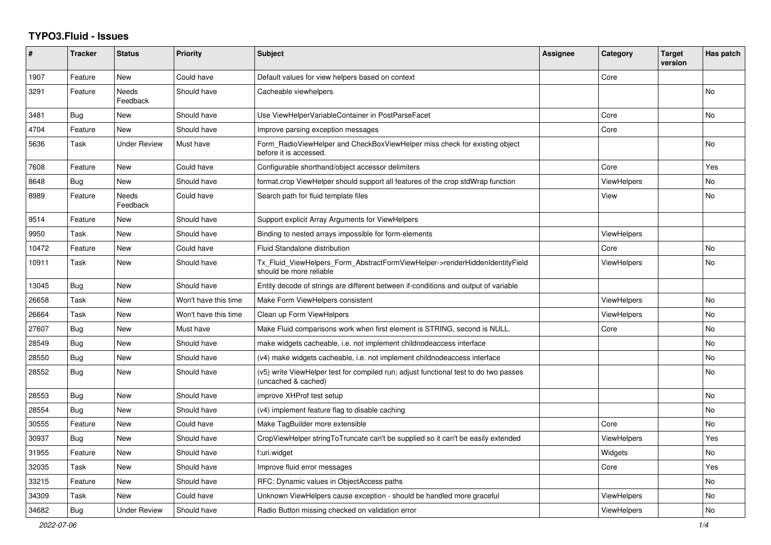# TYPO3.Fluid - Issues

| # | Tracker | Status | Priority | Subject | Assignee | Category | Target version | Has patch |
|---|---|---|---|---|---|---|---|---|
| 1907 | Feature | New | Could have | Default values for view helpers based on context | | Core | | |
| 3291 | Feature | Needs Feedback | Should have | Cacheable viewhelpers | | | | No |
| 3481 | Bug | New | Should have | Use ViewHelperVariableContainer in PostParseFacet | | Core | | No |
| 4704 | Feature | New | Should have | Improve parsing exception messages | | Core | | |
| 5636 | Task | Under Review | Must have | Form_RadioViewHelper and CheckBoxViewHelper miss check for existing object before it is accessed. | | | | No |
| 7608 | Feature | New | Could have | Configurable shorthand/object accessor delimiters | | Core | | Yes |
| 8648 | Bug | New | Should have | format.crop ViewHelper should support all features of the crop stdWrap function | | ViewHelpers | | No |
| 8989 | Feature | Needs Feedback | Could have | Search path for fluid template files | | View | | No |
| 9514 | Feature | New | Should have | Support explicit Array Arguments for ViewHelpers | | | | |
| 9950 | Task | New | Should have | Binding to nested arrays impossible for form-elements | | ViewHelpers | | |
| 10472 | Feature | New | Could have | Fluid Standalone distribution | | Core | | No |
| 10911 | Task | New | Should have | Tx_Fluid_ViewHelpers_Form_AbstractFormViewHelper->renderHiddenIdentityField should be more reliable | | ViewHelpers | | No |
| 13045 | Bug | New | Should have | Entity decode of strings are different between if-conditions and output of variable | | | | |
| 26658 | Task | New | Won't have this time | Make Form ViewHelpers consistent | | ViewHelpers | | No |
| 26664 | Task | New | Won't have this time | Clean up Form ViewHelpers | | ViewHelpers | | No |
| 27607 | Bug | New | Must have | Make Fluid comparisons work when first element is STRING, second is NULL. | | Core | | No |
| 28549 | Bug | New | Should have | make widgets cacheable, i.e. not implement childnodeaccess interface | | | | No |
| 28550 | Bug | New | Should have | (v4) make widgets cacheable, i.e. not implement childnodeaccess interface | | | | No |
| 28552 | Bug | New | Should have | (v5) write ViewHelper test for compiled run; adjust functional test to do two passes (uncached & cached) | | | | No |
| 28553 | Bug | New | Should have | improve XHProf test setup | | | | No |
| 28554 | Bug | New | Should have | (v4) implement feature flag to disable caching | | | | No |
| 30555 | Feature | New | Could have | Make TagBuilder more extensible | | Core | | No |
| 30937 | Bug | New | Should have | CropViewHelper stringToTruncate can't be supplied so it can't be easily extended | | ViewHelpers | | Yes |
| 31955 | Feature | New | Should have | f:uri.widget | | Widgets | | No |
| 32035 | Task | New | Should have | Improve fluid error messages | | Core | | Yes |
| 33215 | Feature | New | Should have | RFC: Dynamic values in ObjectAccess paths | | | | No |
| 34309 | Task | New | Could have | Unknown ViewHelpers cause exception - should be handled more graceful | | ViewHelpers | | No |
| 34682 | Bug | Under Review | Should have | Radio Button missing checked on validation error | | ViewHelpers | | No |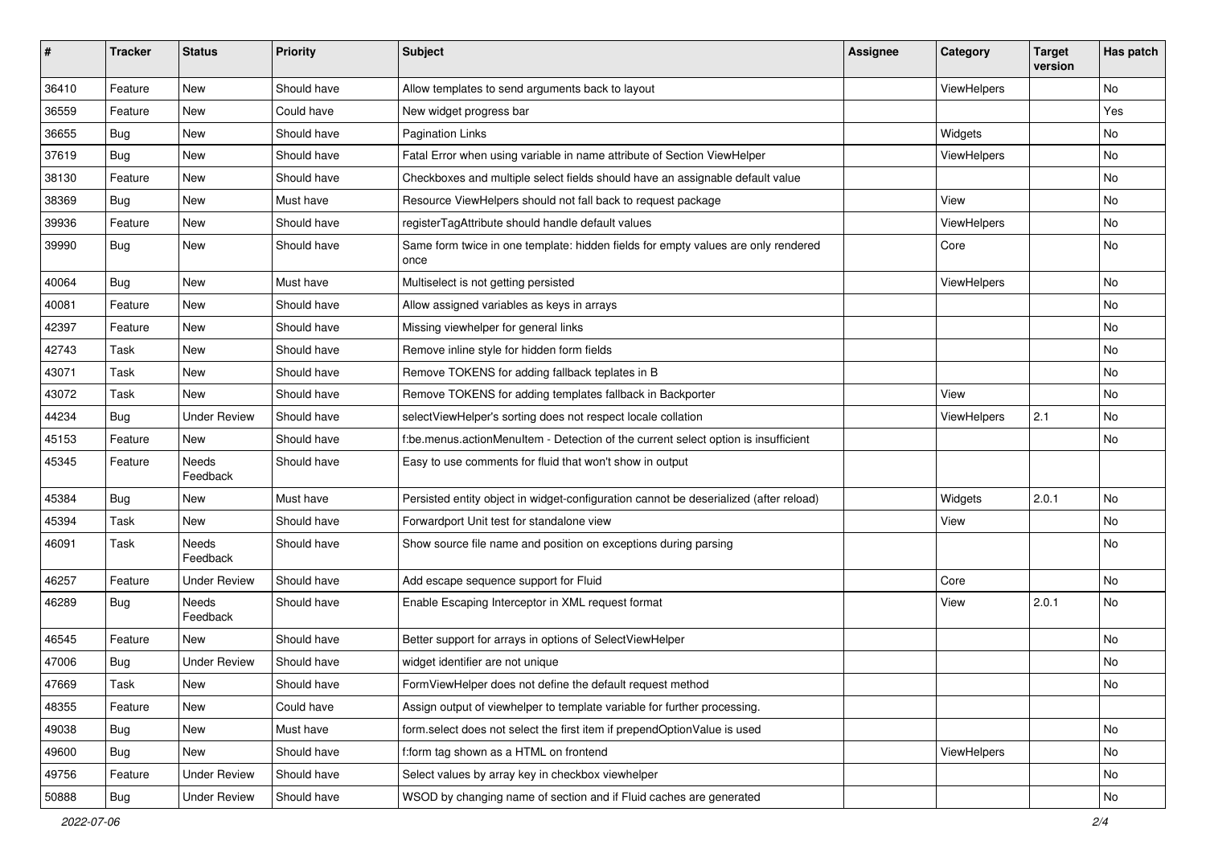| # | Tracker | Status | Priority | Subject | Assignee | Category | Target version | Has patch |
|---|---|---|---|---|---|---|---|---|
| 36410 | Feature | New | Should have | Allow templates to send arguments back to layout | | ViewHelpers | | No |
| 36559 | Feature | New | Could have | New widget progress bar | | | | Yes |
| 36655 | Bug | New | Should have | Pagination Links | | Widgets | | No |
| 37619 | Bug | New | Should have | Fatal Error when using variable in name attribute of Section ViewHelper | | ViewHelpers | | No |
| 38130 | Feature | New | Should have | Checkboxes and multiple select fields should have an assignable default value | | | | No |
| 38369 | Bug | New | Must have | Resource ViewHelpers should not fall back to request package | | View | | No |
| 39936 | Feature | New | Should have | registerTagAttribute should handle default values | | ViewHelpers | | No |
| 39990 | Bug | New | Should have | Same form twice in one template: hidden fields for empty values are only rendered once | | Core | | No |
| 40064 | Bug | New | Must have | Multiselect is not getting persisted | | ViewHelpers | | No |
| 40081 | Feature | New | Should have | Allow assigned variables as keys in arrays | | | | No |
| 42397 | Feature | New | Should have | Missing viewhelper for general links | | | | No |
| 42743 | Task | New | Should have | Remove inline style for hidden form fields | | | | No |
| 43071 | Task | New | Should have | Remove TOKENS for adding fallback teplates in B | | | | No |
| 43072 | Task | New | Should have | Remove TOKENS for adding templates fallback in Backporter | | View | | No |
| 44234 | Bug | Under Review | Should have | selectViewHelper's sorting does not respect locale collation | | ViewHelpers | 2.1 | No |
| 45153 | Feature | New | Should have | f:be.menus.actionMenuItem - Detection of the current select option is insufficient | | | | No |
| 45345 | Feature | Needs Feedback | Should have | Easy to use comments for fluid that won't show in output | | | | |
| 45384 | Bug | New | Must have | Persisted entity object in widget-configuration cannot be deserialized (after reload) | | Widgets | 2.0.1 | No |
| 45394 | Task | New | Should have | Forwardport Unit test for standalone view | | View | | No |
| 46091 | Task | Needs Feedback | Should have | Show source file name and position on exceptions during parsing | | | | No |
| 46257 | Feature | Under Review | Should have | Add escape sequence support for Fluid | | Core | | No |
| 46289 | Bug | Needs Feedback | Should have | Enable Escaping Interceptor in XML request format | | View | 2.0.1 | No |
| 46545 | Feature | New | Should have | Better support for arrays in options of SelectViewHelper | | | | No |
| 47006 | Bug | Under Review | Should have | widget identifier are not unique | | | | No |
| 47669 | Task | New | Should have | FormViewHelper does not define the default request method | | | | No |
| 48355 | Feature | New | Could have | Assign output of viewhelper to template variable for further processing. | | | | |
| 49038 | Bug | New | Must have | form.select does not select the first item if prependOptionValue is used | | | | No |
| 49600 | Bug | New | Should have | f:form tag shown as a HTML on frontend | | ViewHelpers | | No |
| 49756 | Feature | Under Review | Should have | Select values by array key in checkbox viewhelper | | | | No |
| 50888 | Bug | Under Review | Should have | WSOD by changing name of section and if Fluid caches are generated | | | | No |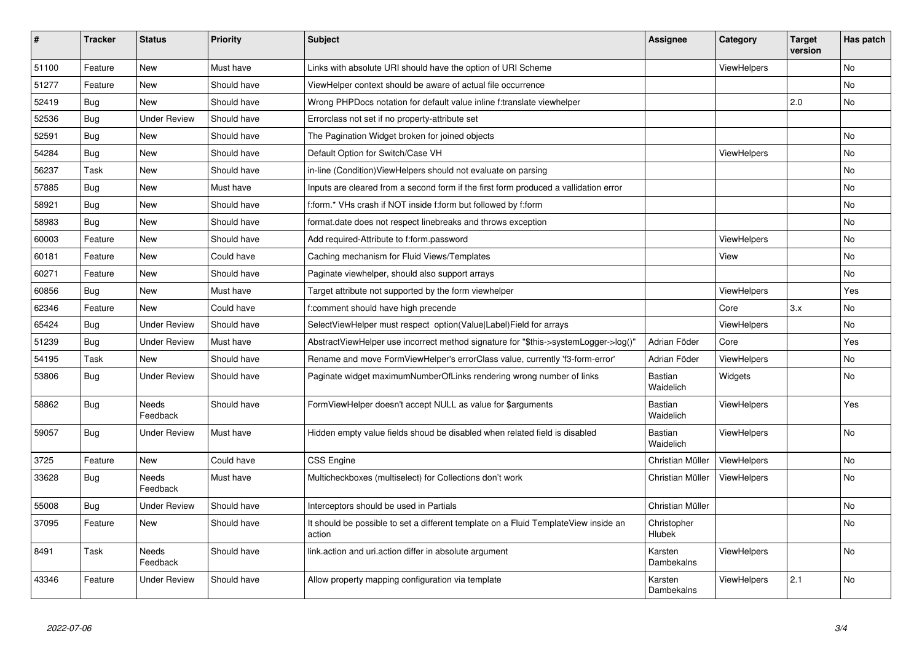| # | Tracker | Status | Priority | Subject | Assignee | Category | Target version | Has patch |
|---|---|---|---|---|---|---|---|---|
| 51100 | Feature | New | Must have | Links with absolute URI should have the option of URI Scheme | | ViewHelpers | | No |
| 51277 | Feature | New | Should have | ViewHelper context should be aware of actual file occurrence | | | | No |
| 52419 | Bug | New | Should have | Wrong PHPDocs notation for default value inline f:translate viewhelper | | | 2.0 | No |
| 52536 | Bug | Under Review | Should have | Errorclass not set if no property-attribute set | | | | |
| 52591 | Bug | New | Should have | The Pagination Widget broken for joined objects | | | | No |
| 54284 | Bug | New | Should have | Default Option for Switch/Case VH | | ViewHelpers | | No |
| 56237 | Task | New | Should have | in-line (Condition)ViewHelpers should not evaluate on parsing | | | | No |
| 57885 | Bug | New | Must have | Inputs are cleared from a second form if the first form produced a vallidation error | | | | No |
| 58921 | Bug | New | Should have | f:form.* VHs crash if NOT inside f:form but followed by f:form | | | | No |
| 58983 | Bug | New | Should have | format.date does not respect linebreaks and throws exception | | | | No |
| 60003 | Feature | New | Should have | Add required-Attribute to f:form.password | | ViewHelpers | | No |
| 60181 | Feature | New | Could have | Caching mechanism for Fluid Views/Templates | | View | | No |
| 60271 | Feature | New | Should have | Paginate viewhelper, should also support arrays | | | | No |
| 60856 | Bug | New | Must have | Target attribute not supported by the form viewhelper | | ViewHelpers | | Yes |
| 62346 | Feature | New | Could have | f:comment should have high precende | | Core | 3.x | No |
| 65424 | Bug | Under Review | Should have | SelectViewHelper must respect option(Value\|Label)Field for arrays | | ViewHelpers | | No |
| 51239 | Bug | Under Review | Must have | AbstractViewHelper use incorrect method signature for "$this->systemLogger->log()" | Adrian Föder | Core | | Yes |
| 54195 | Task | New | Should have | Rename and move FormViewHelper's errorClass value, currently 'f3-form-error' | Adrian Föder | ViewHelpers | | No |
| 53806 | Bug | Under Review | Should have | Paginate widget maximumNumberOfLinks rendering wrong number of links | Bastian Waidelich | Widgets | | No |
| 58862 | Bug | Needs Feedback | Should have | FormViewHelper doesn't accept NULL as value for $arguments | Bastian Waidelich | ViewHelpers | | Yes |
| 59057 | Bug | Under Review | Must have | Hidden empty value fields shoud be disabled when related field is disabled | Bastian Waidelich | ViewHelpers | | No |
| 3725 | Feature | New | Could have | CSS Engine | Christian Müller | ViewHelpers | | No |
| 33628 | Bug | Needs Feedback | Must have | Multicheckboxes (multiselect) for Collections don't work | Christian Müller | ViewHelpers | | No |
| 55008 | Bug | Under Review | Should have | Interceptors should be used in Partials | Christian Müller | | | No |
| 37095 | Feature | New | Should have | It should be possible to set a different template on a Fluid TemplateView inside an action | Christopher Hlubek | | | No |
| 8491 | Task | Needs Feedback | Should have | link.action and uri.action differ in absolute argument | Karsten Dambekalns | ViewHelpers | | No |
| 43346 | Feature | Under Review | Should have | Allow property mapping configuration via template | Karsten Dambekalns | ViewHelpers | 2.1 | No |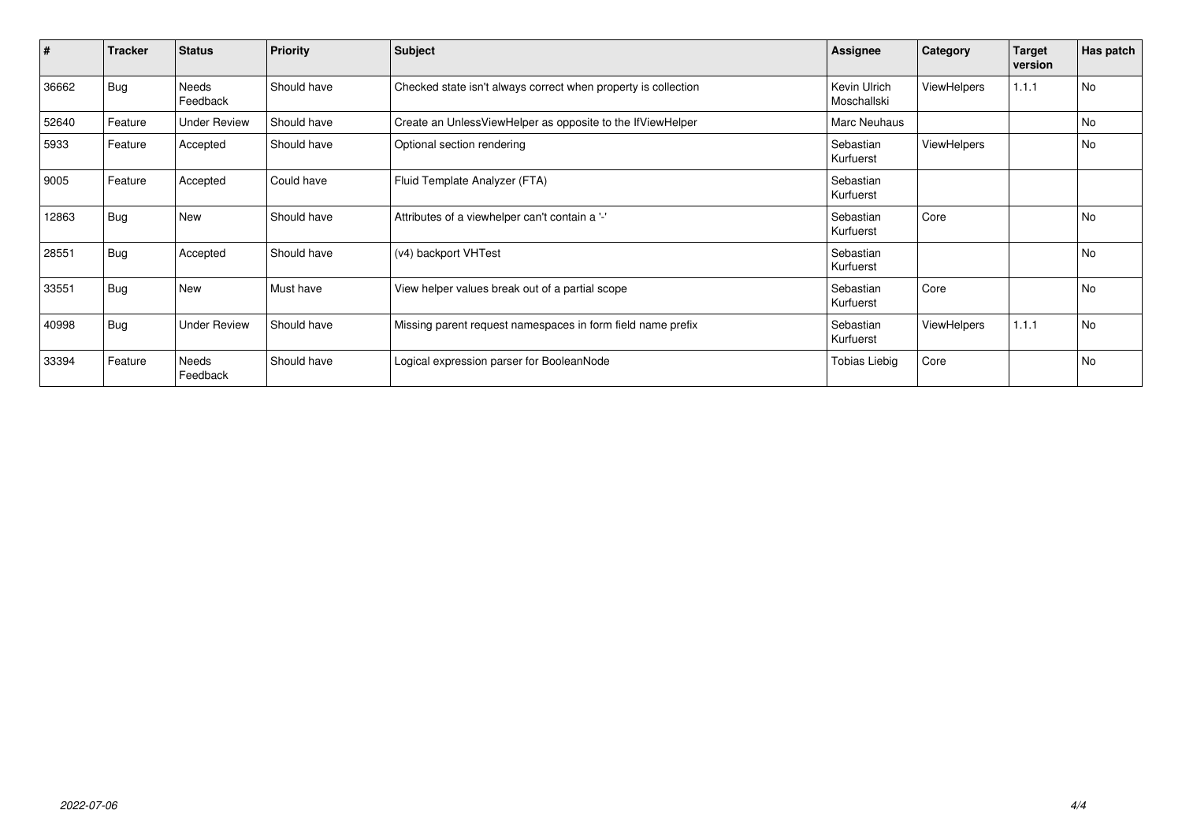| # | Tracker | Status | Priority | Subject | Assignee | Category | Target version | Has patch |
|---|---|---|---|---|---|---|---|---|
| 36662 | Bug | Needs Feedback | Should have | Checked state isn't always correct when property is collection | Kevin Ulrich Moschallski | ViewHelpers | 1.1.1 | No |
| 52640 | Feature | Under Review | Should have | Create an UnlessViewHelper as opposite to the IfViewHelper | Marc Neuhaus | | | No |
| 5933 | Feature | Accepted | Should have | Optional section rendering | Sebastian Kurfuerst | ViewHelpers | | No |
| 9005 | Feature | Accepted | Could have | Fluid Template Analyzer (FTA) | Sebastian Kurfuerst | | | |
| 12863 | Bug | New | Should have | Attributes of a viewhelper can't contain a '-' | Sebastian Kurfuerst | Core | | No |
| 28551 | Bug | Accepted | Should have | (v4) backport VHTest | Sebastian Kurfuerst | | | No |
| 33551 | Bug | New | Must have | View helper values break out of a partial scope | Sebastian Kurfuerst | Core | | No |
| 40998 | Bug | Under Review | Should have | Missing parent request namespaces in form field name prefix | Sebastian Kurfuerst | ViewHelpers | 1.1.1 | No |
| 33394 | Feature | Needs Feedback | Should have | Logical expression parser for BooleanNode | Tobias Liebig | Core | | No |

*2022-07-06*